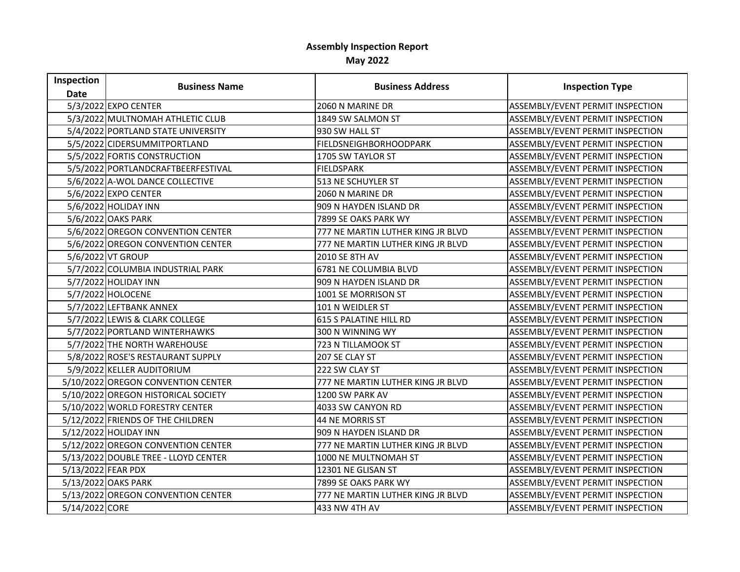# Assembly Inspection Report

## May 2022

| Inspection Date | Business Name | Business Address | Inspection Type |
|---|---|---|---|
| 5/3/2022 | EXPO CENTER | 2060 N MARINE DR | ASSEMBLY/EVENT PERMIT INSPECTION |
| 5/3/2022 | MULTNOMAH ATHLETIC CLUB | 1849 SW SALMON ST | ASSEMBLY/EVENT PERMIT INSPECTION |
| 5/4/2022 | PORTLAND STATE UNIVERSITY | 930 SW HALL ST | ASSEMBLY/EVENT PERMIT INSPECTION |
| 5/5/2022 | CIDERSUMMITPORTLAND | FIELDSNEIGHBORHOODPARK | ASSEMBLY/EVENT PERMIT INSPECTION |
| 5/5/2022 | FORTIS CONSTRUCTION | 1705 SW TAYLOR ST | ASSEMBLY/EVENT PERMIT INSPECTION |
| 5/5/2022 | PORTLANDCRAFTBEERFESTIVAL | FIELDSPARK | ASSEMBLY/EVENT PERMIT INSPECTION |
| 5/6/2022 | A-WOL DANCE COLLECTIVE | 513 NE SCHUYLER ST | ASSEMBLY/EVENT PERMIT INSPECTION |
| 5/6/2022 | EXPO CENTER | 2060 N MARINE DR | ASSEMBLY/EVENT PERMIT INSPECTION |
| 5/6/2022 | HOLIDAY INN | 909 N HAYDEN ISLAND DR | ASSEMBLY/EVENT PERMIT INSPECTION |
| 5/6/2022 | OAKS PARK | 7899 SE OAKS PARK WY | ASSEMBLY/EVENT PERMIT INSPECTION |
| 5/6/2022 | OREGON CONVENTION CENTER | 777 NE MARTIN LUTHER KING JR BLVD | ASSEMBLY/EVENT PERMIT INSPECTION |
| 5/6/2022 | OREGON CONVENTION CENTER | 777 NE MARTIN LUTHER KING JR BLVD | ASSEMBLY/EVENT PERMIT INSPECTION |
| 5/6/2022 | VT GROUP | 2010 SE 8TH AV | ASSEMBLY/EVENT PERMIT INSPECTION |
| 5/7/2022 | COLUMBIA INDUSTRIAL PARK | 6781 NE COLUMBIA BLVD | ASSEMBLY/EVENT PERMIT INSPECTION |
| 5/7/2022 | HOLIDAY INN | 909 N HAYDEN ISLAND DR | ASSEMBLY/EVENT PERMIT INSPECTION |
| 5/7/2022 | HOLOCENE | 1001 SE MORRISON ST | ASSEMBLY/EVENT PERMIT INSPECTION |
| 5/7/2022 | LEFTBANK ANNEX | 101 N WEIDLER ST | ASSEMBLY/EVENT PERMIT INSPECTION |
| 5/7/2022 | LEWIS & CLARK COLLEGE | 615 S PALATINE HILL RD | ASSEMBLY/EVENT PERMIT INSPECTION |
| 5/7/2022 | PORTLAND WINTERHAWKS | 300 N WINNING WY | ASSEMBLY/EVENT PERMIT INSPECTION |
| 5/7/2022 | THE NORTH WAREHOUSE | 723 N TILLAMOOK ST | ASSEMBLY/EVENT PERMIT INSPECTION |
| 5/8/2022 | ROSE'S RESTAURANT SUPPLY | 207 SE CLAY ST | ASSEMBLY/EVENT PERMIT INSPECTION |
| 5/9/2022 | KELLER AUDITORIUM | 222 SW CLAY ST | ASSEMBLY/EVENT PERMIT INSPECTION |
| 5/10/2022 | OREGON CONVENTION CENTER | 777 NE MARTIN LUTHER KING JR BLVD | ASSEMBLY/EVENT PERMIT INSPECTION |
| 5/10/2022 | OREGON HISTORICAL SOCIETY | 1200 SW PARK AV | ASSEMBLY/EVENT PERMIT INSPECTION |
| 5/10/2022 | WORLD FORESTRY CENTER | 4033 SW CANYON RD | ASSEMBLY/EVENT PERMIT INSPECTION |
| 5/12/2022 | FRIENDS OF THE CHILDREN | 44 NE MORRIS ST | ASSEMBLY/EVENT PERMIT INSPECTION |
| 5/12/2022 | HOLIDAY INN | 909 N HAYDEN ISLAND DR | ASSEMBLY/EVENT PERMIT INSPECTION |
| 5/12/2022 | OREGON CONVENTION CENTER | 777 NE MARTIN LUTHER KING JR BLVD | ASSEMBLY/EVENT PERMIT INSPECTION |
| 5/13/2022 | DOUBLE TREE - LLOYD CENTER | 1000 NE MULTNOMAH ST | ASSEMBLY/EVENT PERMIT INSPECTION |
| 5/13/2022 | FEAR PDX | 12301 NE GLISAN ST | ASSEMBLY/EVENT PERMIT INSPECTION |
| 5/13/2022 | OAKS PARK | 7899 SE OAKS PARK WY | ASSEMBLY/EVENT PERMIT INSPECTION |
| 5/13/2022 | OREGON CONVENTION CENTER | 777 NE MARTIN LUTHER KING JR BLVD | ASSEMBLY/EVENT PERMIT INSPECTION |
| 5/14/2022 | CORE | 433 NW 4TH AV | ASSEMBLY/EVENT PERMIT INSPECTION |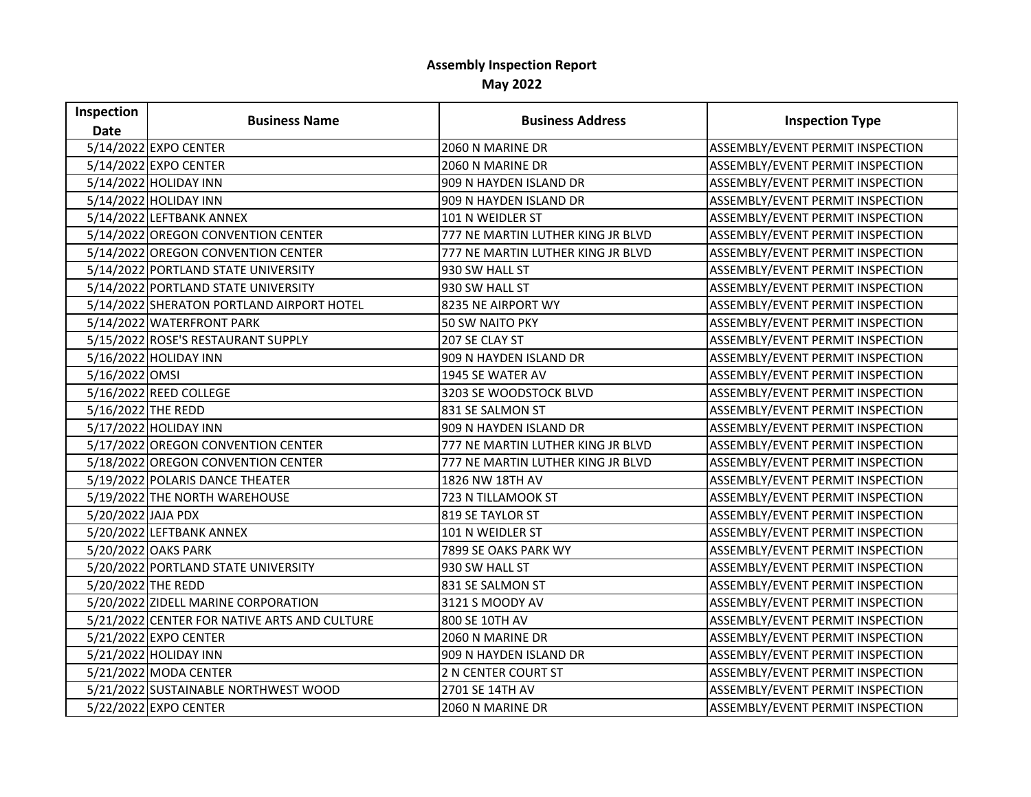**Assembly Inspection Report**

**May 2022**

| Inspection Date | Business Name | Business Address | Inspection Type |
|---|---|---|---|
| 5/14/2022 | EXPO CENTER | 2060 N MARINE DR | ASSEMBLY/EVENT PERMIT INSPECTION |
| 5/14/2022 | EXPO CENTER | 2060 N MARINE DR | ASSEMBLY/EVENT PERMIT INSPECTION |
| 5/14/2022 | HOLIDAY INN | 909 N HAYDEN ISLAND DR | ASSEMBLY/EVENT PERMIT INSPECTION |
| 5/14/2022 | HOLIDAY INN | 909 N HAYDEN ISLAND DR | ASSEMBLY/EVENT PERMIT INSPECTION |
| 5/14/2022 | LEFTBANK ANNEX | 101 N WEIDLER ST | ASSEMBLY/EVENT PERMIT INSPECTION |
| 5/14/2022 | OREGON CONVENTION CENTER | 777 NE MARTIN LUTHER KING JR BLVD | ASSEMBLY/EVENT PERMIT INSPECTION |
| 5/14/2022 | OREGON CONVENTION CENTER | 777 NE MARTIN LUTHER KING JR BLVD | ASSEMBLY/EVENT PERMIT INSPECTION |
| 5/14/2022 | PORTLAND STATE UNIVERSITY | 930 SW HALL ST | ASSEMBLY/EVENT PERMIT INSPECTION |
| 5/14/2022 | PORTLAND STATE UNIVERSITY | 930 SW HALL ST | ASSEMBLY/EVENT PERMIT INSPECTION |
| 5/14/2022 | SHERATON PORTLAND AIRPORT HOTEL | 8235 NE AIRPORT WY | ASSEMBLY/EVENT PERMIT INSPECTION |
| 5/14/2022 | WATERFRONT PARK | 50 SW NAITO PKY | ASSEMBLY/EVENT PERMIT INSPECTION |
| 5/15/2022 | ROSE'S RESTAURANT SUPPLY | 207 SE CLAY ST | ASSEMBLY/EVENT PERMIT INSPECTION |
| 5/16/2022 | HOLIDAY INN | 909 N HAYDEN ISLAND DR | ASSEMBLY/EVENT PERMIT INSPECTION |
| 5/16/2022 | OMSI | 1945 SE WATER AV | ASSEMBLY/EVENT PERMIT INSPECTION |
| 5/16/2022 | REED COLLEGE | 3203 SE WOODSTOCK BLVD | ASSEMBLY/EVENT PERMIT INSPECTION |
| 5/16/2022 | THE REDD | 831 SE SALMON ST | ASSEMBLY/EVENT PERMIT INSPECTION |
| 5/17/2022 | HOLIDAY INN | 909 N HAYDEN ISLAND DR | ASSEMBLY/EVENT PERMIT INSPECTION |
| 5/17/2022 | OREGON CONVENTION CENTER | 777 NE MARTIN LUTHER KING JR BLVD | ASSEMBLY/EVENT PERMIT INSPECTION |
| 5/18/2022 | OREGON CONVENTION CENTER | 777 NE MARTIN LUTHER KING JR BLVD | ASSEMBLY/EVENT PERMIT INSPECTION |
| 5/19/2022 | POLARIS DANCE THEATER | 1826 NW 18TH AV | ASSEMBLY/EVENT PERMIT INSPECTION |
| 5/19/2022 | THE NORTH WAREHOUSE | 723 N TILLAMOOK ST | ASSEMBLY/EVENT PERMIT INSPECTION |
| 5/20/2022 | JAJA PDX | 819 SE TAYLOR ST | ASSEMBLY/EVENT PERMIT INSPECTION |
| 5/20/2022 | LEFTBANK ANNEX | 101 N WEIDLER ST | ASSEMBLY/EVENT PERMIT INSPECTION |
| 5/20/2022 | OAKS PARK | 7899 SE OAKS PARK WY | ASSEMBLY/EVENT PERMIT INSPECTION |
| 5/20/2022 | PORTLAND STATE UNIVERSITY | 930 SW HALL ST | ASSEMBLY/EVENT PERMIT INSPECTION |
| 5/20/2022 | THE REDD | 831 SE SALMON ST | ASSEMBLY/EVENT PERMIT INSPECTION |
| 5/20/2022 | ZIDELL MARINE CORPORATION | 3121 S MOODY AV | ASSEMBLY/EVENT PERMIT INSPECTION |
| 5/21/2022 | CENTER FOR NATIVE ARTS AND CULTURE | 800 SE 10TH AV | ASSEMBLY/EVENT PERMIT INSPECTION |
| 5/21/2022 | EXPO CENTER | 2060 N MARINE DR | ASSEMBLY/EVENT PERMIT INSPECTION |
| 5/21/2022 | HOLIDAY INN | 909 N HAYDEN ISLAND DR | ASSEMBLY/EVENT PERMIT INSPECTION |
| 5/21/2022 | MODA CENTER | 2 N CENTER COURT ST | ASSEMBLY/EVENT PERMIT INSPECTION |
| 5/21/2022 | SUSTAINABLE NORTHWEST WOOD | 2701 SE 14TH AV | ASSEMBLY/EVENT PERMIT INSPECTION |
| 5/22/2022 | EXPO CENTER | 2060 N MARINE DR | ASSEMBLY/EVENT PERMIT INSPECTION |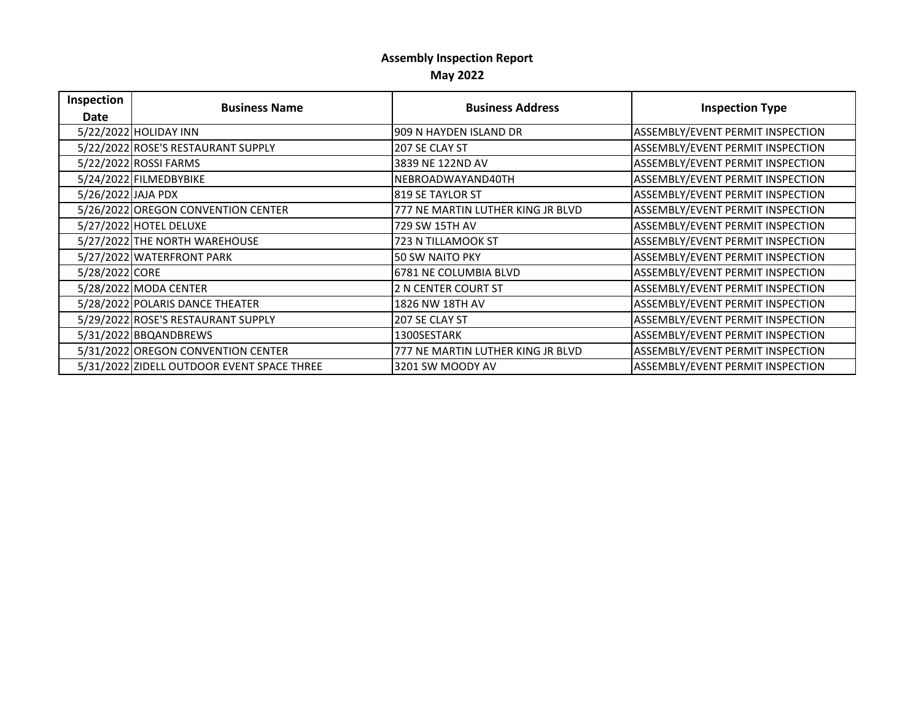**Assembly Inspection Report**

**May 2022**

| Inspection Date | Business Name | Business Address | Inspection Type |
|---|---|---|---|
| 5/22/2022 | HOLIDAY INN | 909 N HAYDEN ISLAND DR | ASSEMBLY/EVENT PERMIT INSPECTION |
| 5/22/2022 | ROSE'S RESTAURANT SUPPLY | 207 SE CLAY ST | ASSEMBLY/EVENT PERMIT INSPECTION |
| 5/22/2022 | ROSSI FARMS | 3839 NE 122ND AV | ASSEMBLY/EVENT PERMIT INSPECTION |
| 5/24/2022 | FILMEDBYBIKE | NEBROADWAYAND40TH | ASSEMBLY/EVENT PERMIT INSPECTION |
| 5/26/2022 | JAJA PDX | 819 SE TAYLOR ST | ASSEMBLY/EVENT PERMIT INSPECTION |
| 5/26/2022 | OREGON CONVENTION CENTER | 777 NE MARTIN LUTHER KING JR BLVD | ASSEMBLY/EVENT PERMIT INSPECTION |
| 5/27/2022 | HOTEL DELUXE | 729 SW 15TH AV | ASSEMBLY/EVENT PERMIT INSPECTION |
| 5/27/2022 | THE NORTH WAREHOUSE | 723 N TILLAMOOK ST | ASSEMBLY/EVENT PERMIT INSPECTION |
| 5/27/2022 | WATERFRONT PARK | 50 SW NAITO PKY | ASSEMBLY/EVENT PERMIT INSPECTION |
| 5/28/2022 | CORE | 6781 NE COLUMBIA BLVD | ASSEMBLY/EVENT PERMIT INSPECTION |
| 5/28/2022 | MODA CENTER | 2 N CENTER COURT ST | ASSEMBLY/EVENT PERMIT INSPECTION |
| 5/28/2022 | POLARIS DANCE THEATER | 1826 NW 18TH AV | ASSEMBLY/EVENT PERMIT INSPECTION |
| 5/29/2022 | ROSE'S RESTAURANT SUPPLY | 207 SE CLAY ST | ASSEMBLY/EVENT PERMIT INSPECTION |
| 5/31/2022 | BBQANDBREWS | 1300SESTARK | ASSEMBLY/EVENT PERMIT INSPECTION |
| 5/31/2022 | OREGON CONVENTION CENTER | 777 NE MARTIN LUTHER KING JR BLVD | ASSEMBLY/EVENT PERMIT INSPECTION |
| 5/31/2022 | ZIDELL OUTDOOR EVENT SPACE THREE | 3201 SW MOODY AV | ASSEMBLY/EVENT PERMIT INSPECTION |